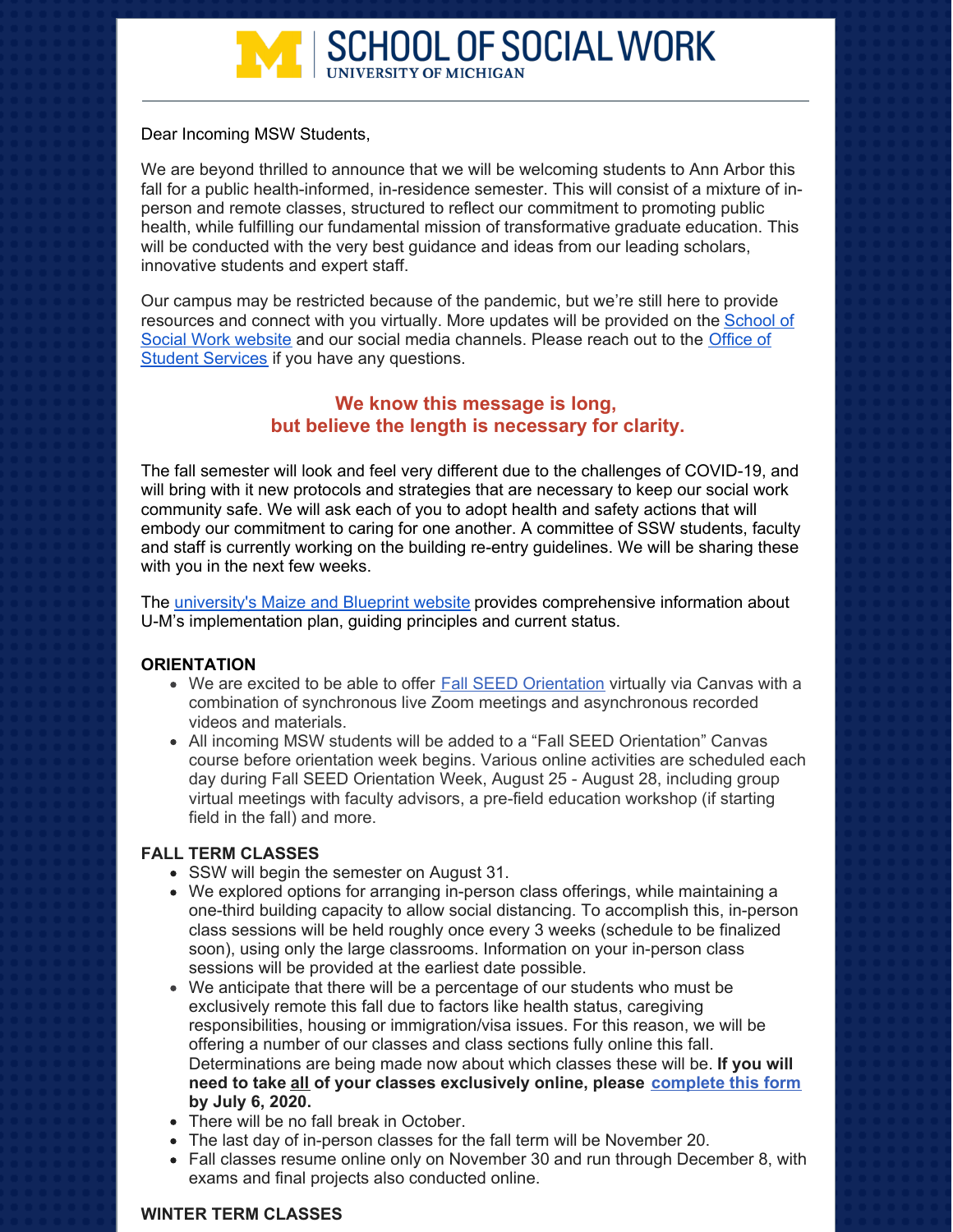# SCHOOL OF SOCIAL WORK
UNIVERSITY OF MICHIGAN

Dear Incoming MSW Students,

We are beyond thrilled to announce that we will be welcoming students to Ann Arbor this fall for a public health-informed, in-residence semester. This will consist of a mixture of in-person and remote classes, structured to reflect our commitment to promoting public health, while fulfilling our fundamental mission of transformative graduate education. This will be conducted with the very best guidance and ideas from our leading scholars, innovative students and expert staff.

Our campus may be restricted because of the pandemic, but we're still here to provide resources and connect with you virtually. More updates will be provided on the School of Social Work website and our social media channels. Please reach out to the Office of Student Services if you have any questions.

**We know this message is long,
but believe the length is necessary for clarity.**

The fall semester will look and feel very different due to the challenges of COVID-19, and will bring with it new protocols and strategies that are necessary to keep our social work community safe. We will ask each of you to adopt health and safety actions that will embody our commitment to caring for one another. A committee of SSW students, faculty and staff is currently working on the building re-entry guidelines. We will be sharing these with you in the next few weeks.

The university's Maize and Blueprint website provides comprehensive information about U-M's implementation plan, guiding principles and current status.

### ORIENTATION

- We are excited to be able to offer Fall SEED Orientation virtually via Canvas with a combination of synchronous live Zoom meetings and asynchronous recorded videos and materials.
- All incoming MSW students will be added to a "Fall SEED Orientation" Canvas course before orientation week begins. Various online activities are scheduled each day during Fall SEED Orientation Week, August 25 - August 28, including group virtual meetings with faculty advisors, a pre-field education workshop (if starting field in the fall) and more.

### FALL TERM CLASSES

- SSW will begin the semester on August 31.
- We explored options for arranging in-person class offerings, while maintaining a one-third building capacity to allow social distancing. To accomplish this, in-person class sessions will be held roughly once every 3 weeks (schedule to be finalized soon), using only the large classrooms. Information on your in-person class sessions will be provided at the earliest date possible.
- We anticipate that there will be a percentage of our students who must be exclusively remote this fall due to factors like health status, caregiving responsibilities, housing or immigration/visa issues. For this reason, we will be offering a number of our classes and class sections fully online this fall. Determinations are being made now about which classes these will be. **If you will need to take all of your classes exclusively online, please complete this form by July 6, 2020.**
- There will be no fall break in October.
- The last day of in-person classes for the fall term will be November 20.
- Fall classes resume online only on November 30 and run through December 8, with exams and final projects also conducted online.

### WINTER TERM CLASSES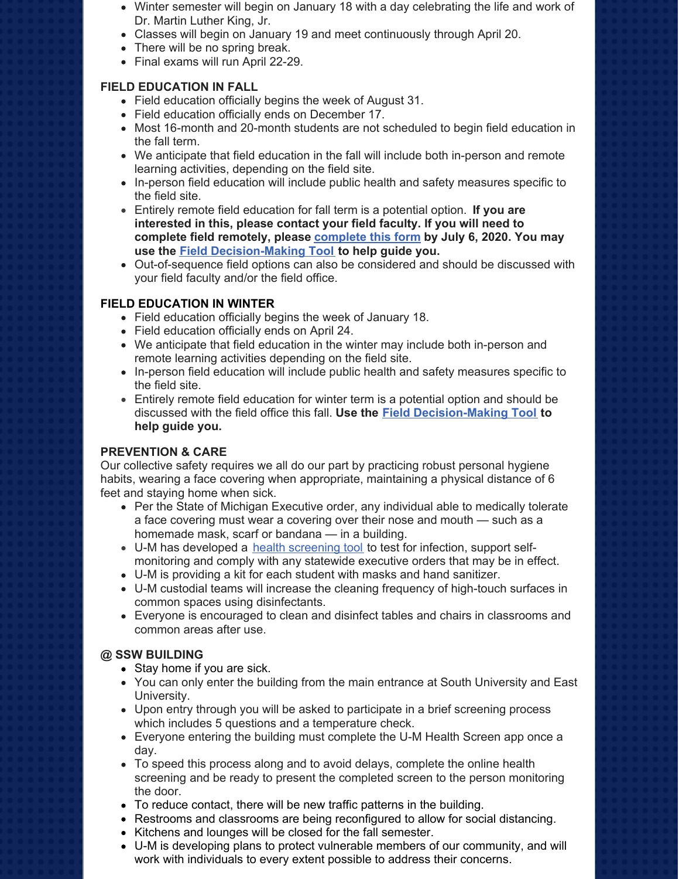- Winter semester will begin on January 18 with a day celebrating the life and work of Dr. Martin Luther King, Jr.
- Classes will begin on January 19 and meet continuously through April 20.
- There will be no spring break.
- Final exams will run April 22-29.

**FIELD EDUCATION IN FALL**

- Field education officially begins the week of August 31.
- Field education officially ends on December 17.
- Most 16-month and 20-month students are not scheduled to begin field education in the fall term.
- We anticipate that field education in the fall will include both in-person and remote learning activities, depending on the field site.
- In-person field education will include public health and safety measures specific to the field site.
- Entirely remote field education for fall term is a potential option. **If you are interested in this, please contact your field faculty. If you will need to complete field remotely, please [complete this form] by July 6, 2020. You may use the [Field Decision-Making Tool] to help guide you.**
- Out-of-sequence field options can also be considered and should be discussed with your field faculty and/or the field office.

**FIELD EDUCATION IN WINTER**

- Field education officially begins the week of January 18.
- Field education officially ends on April 24.
- We anticipate that field education in the winter may include both in-person and remote learning activities depending on the field site.
- In-person field education will include public health and safety measures specific to the field site.
- Entirely remote field education for winter term is a potential option and should be discussed with the field office this fall. **Use the [Field Decision-Making Tool] to help guide you.**

**PREVENTION & CARE**

Our collective safety requires we all do our part by practicing robust personal hygiene habits, wearing a face covering when appropriate, maintaining a physical distance of 6 feet and staying home when sick.

- Per the State of Michigan Executive order, any individual able to medically tolerate a face covering must wear a covering over their nose and mouth — such as a homemade mask, scarf or bandana — in a building.
- U-M has developed a health screening tool to test for infection, support self-monitoring and comply with any statewide executive orders that may be in effect.
- U-M is providing a kit for each student with masks and hand sanitizer.
- U-M custodial teams will increase the cleaning frequency of high-touch surfaces in common spaces using disinfectants.
- Everyone is encouraged to clean and disinfect tables and chairs in classrooms and common areas after use.

**@ SSW BUILDING**

- Stay home if you are sick.
- You can only enter the building from the main entrance at South University and East University.
- Upon entry through you will be asked to participate in a brief screening process which includes 5 questions and a temperature check.
- Everyone entering the building must complete the U-M Health Screen app once a day.
- To speed this process along and to avoid delays, complete the online health screening and be ready to present the completed screen to the person monitoring the door.
- To reduce contact, there will be new traffic patterns in the building.
- Restrooms and classrooms are being reconfigured to allow for social distancing.
- Kitchens and lounges will be closed for the fall semester.
- U-M is developing plans to protect vulnerable members of our community, and will work with individuals to every extent possible to address their concerns.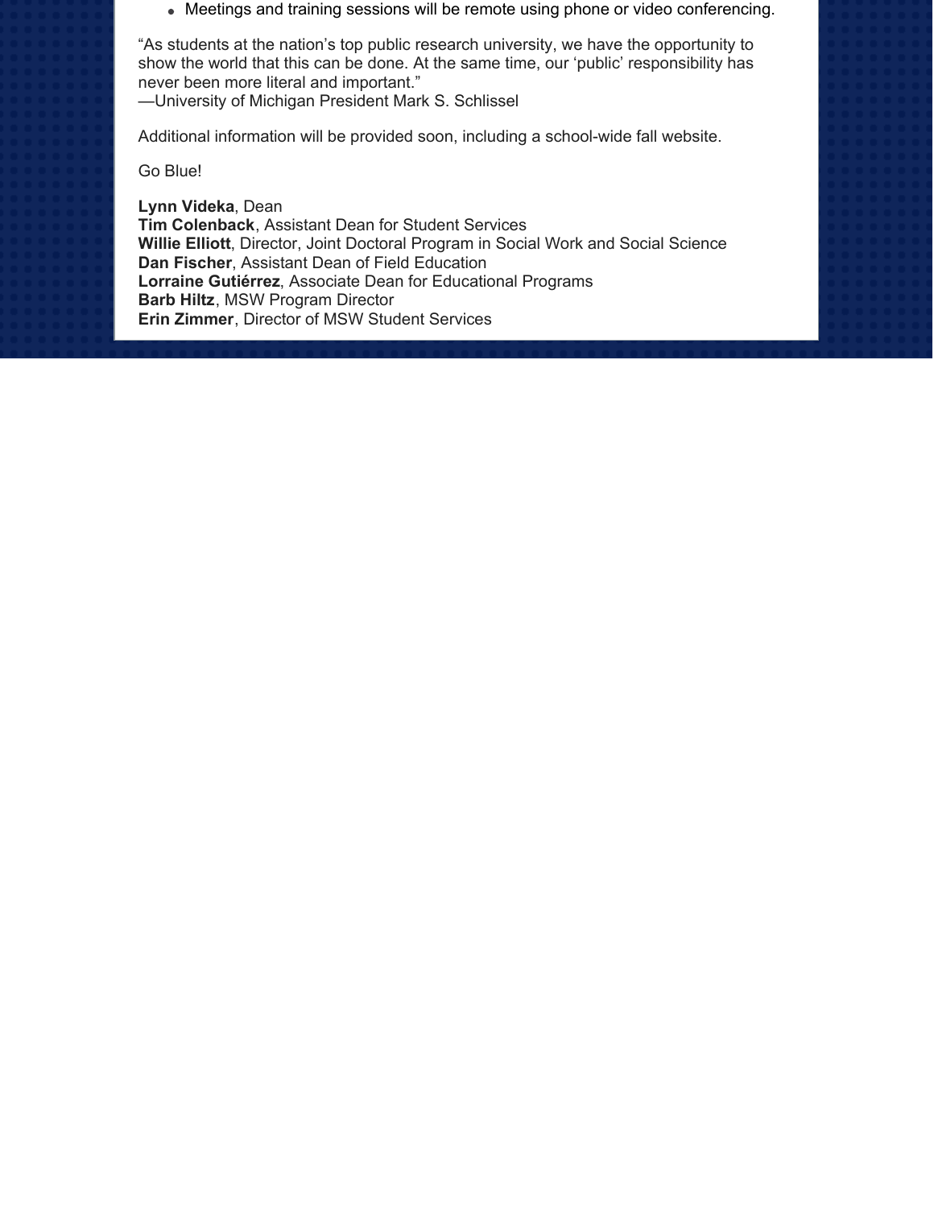- Meetings and training sessions will be remote using phone or video conferencing.

“As students at the nation’s top public research university, we have the opportunity to show the world that this can be done. At the same time, our ‘public’ responsibility has never been more literal and important.”
—University of Michigan President Mark S. Schlissel

Additional information will be provided soon, including a school-wide fall website.

Go Blue!

**Lynn Videka**, Dean
**Tim Colenback**, Assistant Dean for Student Services
**Willie Elliott**, Director, Joint Doctoral Program in Social Work and Social Science
**Dan Fischer**, Assistant Dean of Field Education
**Lorraine Gutiérrez**, Associate Dean for Educational Programs
**Barb Hiltz**, MSW Program Director
**Erin Zimmer**, Director of MSW Student Services